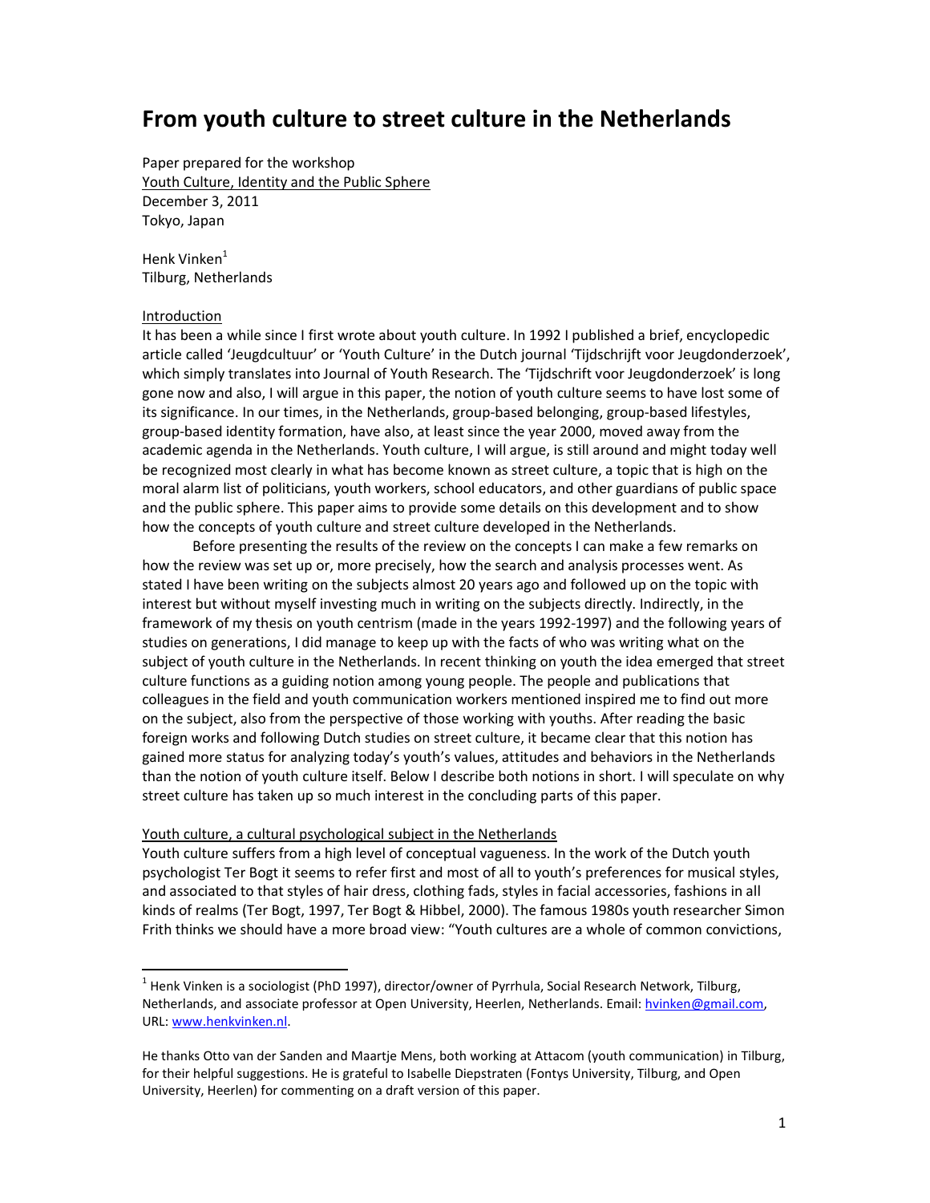# From youth culture to street culture in the Netherlands

Paper prepared for the workshop
Youth Culture, Identity and the Public Sphere
December 3, 2011
Tokyo, Japan

Henk Vinken[1]
Tilburg, Netherlands

## Introduction

It has been a while since I first wrote about youth culture. In 1992 I published a brief, encyclopedic article called 'Jeugdcultuur' or 'Youth Culture' in the Dutch journal 'Tijdschrijft voor Jeugdonderzoek', which simply translates into Journal of Youth Research. The 'Tijdschrift voor Jeugdonderzoek' is long gone now and also, I will argue in this paper, the notion of youth culture seems to have lost some of its significance. In our times, in the Netherlands, group-based belonging, group-based lifestyles, group-based identity formation, have also, at least since the year 2000, moved away from the academic agenda in the Netherlands. Youth culture, I will argue, is still around and might today well be recognized most clearly in what has become known as street culture, a topic that is high on the moral alarm list of politicians, youth workers, school educators, and other guardians of public space and the public sphere. This paper aims to provide some details on this development and to show how the concepts of youth culture and street culture developed in the Netherlands.

Before presenting the results of the review on the concepts I can make a few remarks on how the review was set up or, more precisely, how the search and analysis processes went. As stated I have been writing on the subjects almost 20 years ago and followed up on the topic with interest but without myself investing much in writing on the subjects directly. Indirectly, in the framework of my thesis on youth centrism (made in the years 1992-1997) and the following years of studies on generations, I did manage to keep up with the facts of who was writing what on the subject of youth culture in the Netherlands. In recent thinking on youth the idea emerged that street culture functions as a guiding notion among young people. The people and publications that colleagues in the field and youth communication workers mentioned inspired me to find out more on the subject, also from the perspective of those working with youths. After reading the basic foreign works and following Dutch studies on street culture, it became clear that this notion has gained more status for analyzing today's youth's values, attitudes and behaviors in the Netherlands than the notion of youth culture itself. Below I describe both notions in short. I will speculate on why street culture has taken up so much interest in the concluding parts of this paper.

## Youth culture, a cultural psychological subject in the Netherlands

Youth culture suffers from a high level of conceptual vagueness. In the work of the Dutch youth psychologist Ter Bogt it seems to refer first and most of all to youth's preferences for musical styles, and associated to that styles of hair dress, clothing fads, styles in facial accessories, fashions in all kinds of realms (Ter Bogt, 1997, Ter Bogt & Hibbel, 2000). The famous 1980s youth researcher Simon Frith thinks we should have a more broad view: "Youth cultures are a whole of common convictions,

---

[1] Henk Vinken is a sociologist (PhD 1997), director/owner of Pyrrhula, Social Research Network, Tilburg, Netherlands, and associate professor at Open University, Heerlen, Netherlands. Email: hvinken@gmail.com, URL: www.henkvinken.nl.

He thanks Otto van der Sanden and Maartje Mens, both working at Attacom (youth communication) in Tilburg, for their helpful suggestions. He is grateful to Isabelle Diepstraten (Fontys University, Tilburg, and Open University, Heerlen) for commenting on a draft version of this paper.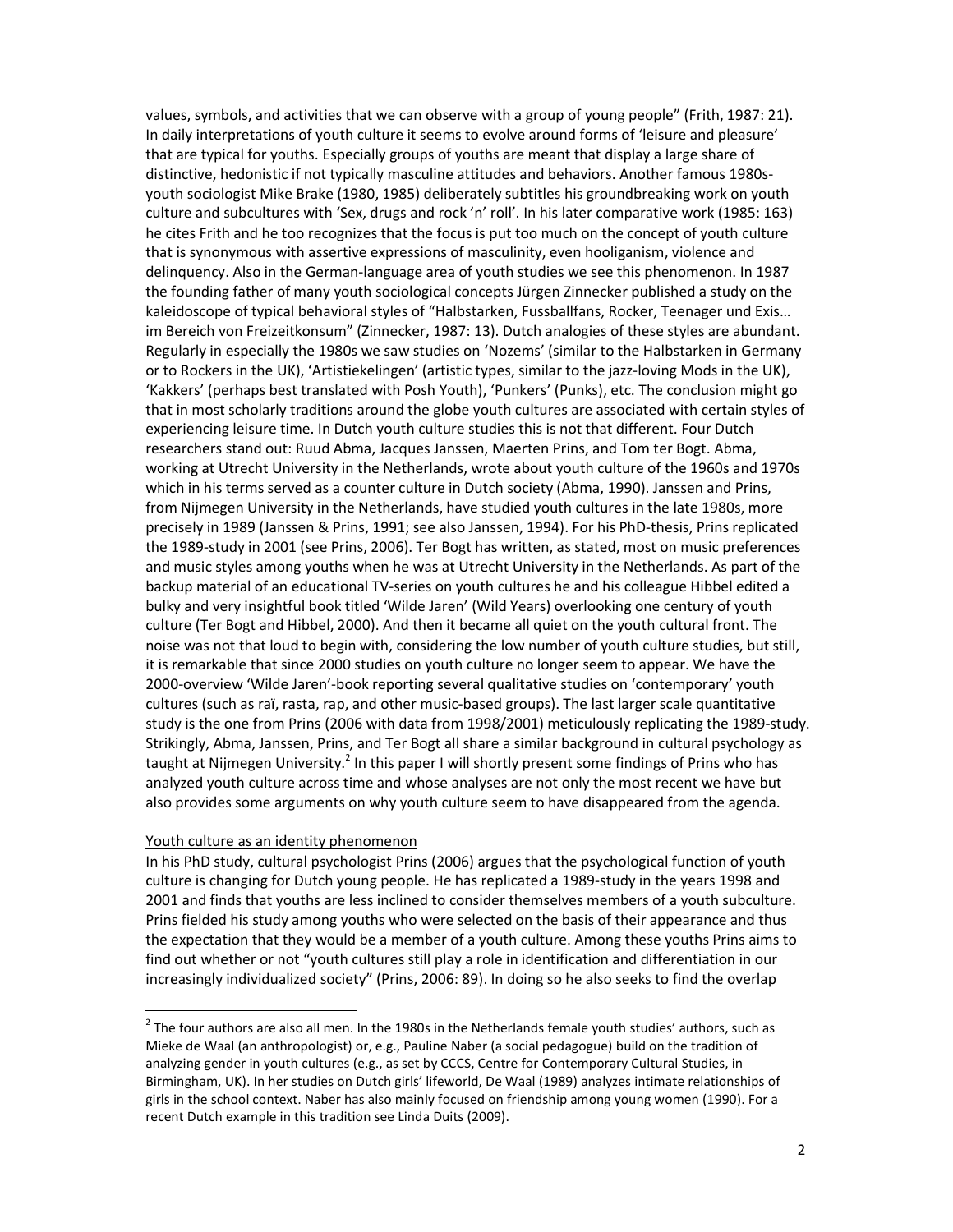values, symbols, and activities that we can observe with a group of young people" (Frith, 1987: 21). In daily interpretations of youth culture it seems to evolve around forms of 'leisure and pleasure' that are typical for youths. Especially groups of youths are meant that display a large share of distinctive, hedonistic if not typically masculine attitudes and behaviors. Another famous 1980s-youth sociologist Mike Brake (1980, 1985) deliberately subtitles his groundbreaking work on youth culture and subcultures with 'Sex, drugs and rock 'n' roll'. In his later comparative work (1985: 163) he cites Frith and he too recognizes that the focus is put too much on the concept of youth culture that is synonymous with assertive expressions of masculinity, even hooliganism, violence and delinquency. Also in the German-language area of youth studies we see this phenomenon. In 1987 the founding father of many youth sociological concepts Jürgen Zinnecker published a study on the kaleidoscope of typical behavioral styles of "Halbstarken, Fussballfans, Rocker, Teenager und Exis… im Bereich von Freizeitkonsum" (Zinnecker, 1987: 13). Dutch analogies of these styles are abundant. Regularly in especially the 1980s we saw studies on 'Nozems' (similar to the Halbstarken in Germany or to Rockers in the UK), 'Artistiekelingen' (artistic types, similar to the jazz-loving Mods in the UK), 'Kakkers' (perhaps best translated with Posh Youth), 'Punkers' (Punks), etc. The conclusion might go that in most scholarly traditions around the globe youth cultures are associated with certain styles of experiencing leisure time. In Dutch youth culture studies this is not that different. Four Dutch researchers stand out: Ruud Abma, Jacques Janssen, Maerten Prins, and Tom ter Bogt. Abma, working at Utrecht University in the Netherlands, wrote about youth culture of the 1960s and 1970s which in his terms served as a counter culture in Dutch society (Abma, 1990). Janssen and Prins, from Nijmegen University in the Netherlands, have studied youth cultures in the late 1980s, more precisely in 1989 (Janssen & Prins, 1991; see also Janssen, 1994). For his PhD-thesis, Prins replicated the 1989-study in 2001 (see Prins, 2006). Ter Bogt has written, as stated, most on music preferences and music styles among youths when he was at Utrecht University in the Netherlands. As part of the backup material of an educational TV-series on youth cultures he and his colleague Hibbel edited a bulky and very insightful book titled 'Wilde Jaren' (Wild Years) overlooking one century of youth culture (Ter Bogt and Hibbel, 2000). And then it became all quiet on the youth cultural front. The noise was not that loud to begin with, considering the low number of youth culture studies, but still, it is remarkable that since 2000 studies on youth culture no longer seem to appear. We have the 2000-overview 'Wilde Jaren'-book reporting several qualitative studies on 'contemporary' youth cultures (such as raï, rasta, rap, and other music-based groups). The last larger scale quantitative study is the one from Prins (2006 with data from 1998/2001) meticulously replicating the 1989-study. Strikingly, Abma, Janssen, Prins, and Ter Bogt all share a similar background in cultural psychology as taught at Nijmegen University.[2] In this paper I will shortly present some findings of Prins who has analyzed youth culture across time and whose analyses are not only the most recent we have but also provides some arguments on why youth culture seem to have disappeared from the agenda.

## Youth culture as an identity phenomenon

In his PhD study, cultural psychologist Prins (2006) argues that the psychological function of youth culture is changing for Dutch young people. He has replicated a 1989-study in the years 1998 and 2001 and finds that youths are less inclined to consider themselves members of a youth subculture. Prins fielded his study among youths who were selected on the basis of their appearance and thus the expectation that they would be a member of a youth culture. Among these youths Prins aims to find out whether or not "youth cultures still play a role in identification and differentiation in our increasingly individualized society" (Prins, 2006: 89). In doing so he also seeks to find the overlap

[2] The four authors are also all men. In the 1980s in the Netherlands female youth studies' authors, such as Mieke de Waal (an anthropologist) or, e.g., Pauline Naber (a social pedagogue) build on the tradition of analyzing gender in youth cultures (e.g., as set by CCCS, Centre for Contemporary Cultural Studies, in Birmingham, UK). In her studies on Dutch girls' lifeworld, De Waal (1989) analyzes intimate relationships of girls in the school context. Naber has also mainly focused on friendship among young women (1990). For a recent Dutch example in this tradition see Linda Duits (2009).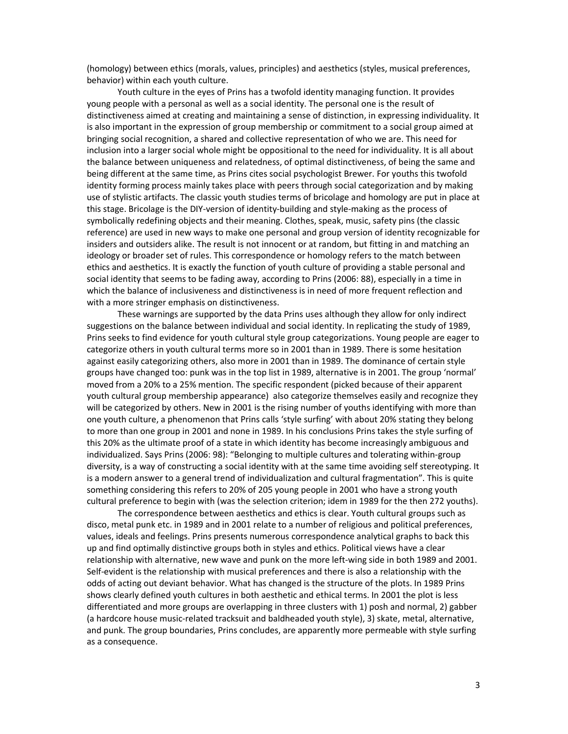(homology) between ethics (morals, values, principles) and aesthetics (styles, musical preferences, behavior) within each youth culture.

Youth culture in the eyes of Prins has a twofold identity managing function. It provides young people with a personal as well as a social identity. The personal one is the result of distinctiveness aimed at creating and maintaining a sense of distinction, in expressing individuality. It is also important in the expression of group membership or commitment to a social group aimed at bringing social recognition, a shared and collective representation of who we are. This need for inclusion into a larger social whole might be oppositional to the need for individuality. It is all about the balance between uniqueness and relatedness, of optimal distinctiveness, of being the same and being different at the same time, as Prins cites social psychologist Brewer. For youths this twofold identity forming process mainly takes place with peers through social categorization and by making use of stylistic artifacts. The classic youth studies terms of bricolage and homology are put in place at this stage. Bricolage is the DIY-version of identity-building and style-making as the process of symbolically redefining objects and their meaning. Clothes, speak, music, safety pins (the classic reference) are used in new ways to make one personal and group version of identity recognizable for insiders and outsiders alike. The result is not innocent or at random, but fitting in and matching an ideology or broader set of rules. This correspondence or homology refers to the match between ethics and aesthetics. It is exactly the function of youth culture of providing a stable personal and social identity that seems to be fading away, according to Prins (2006: 88), especially in a time in which the balance of inclusiveness and distinctiveness is in need of more frequent reflection and with a more stringer emphasis on distinctiveness.

These warnings are supported by the data Prins uses although they allow for only indirect suggestions on the balance between individual and social identity. In replicating the study of 1989, Prins seeks to find evidence for youth cultural style group categorizations. Young people are eager to categorize others in youth cultural terms more so in 2001 than in 1989. There is some hesitation against easily categorizing others, also more in 2001 than in 1989. The dominance of certain style groups have changed too: punk was in the top list in 1989, alternative is in 2001. The group 'normal' moved from a 20% to a 25% mention. The specific respondent (picked because of their apparent youth cultural group membership appearance) also categorize themselves easily and recognize they will be categorized by others. New in 2001 is the rising number of youths identifying with more than one youth culture, a phenomenon that Prins calls 'style surfing' with about 20% stating they belong to more than one group in 2001 and none in 1989. In his conclusions Prins takes the style surfing of this 20% as the ultimate proof of a state in which identity has become increasingly ambiguous and individualized. Says Prins (2006: 98): "Belonging to multiple cultures and tolerating within-group diversity, is a way of constructing a social identity with at the same time avoiding self stereotyping. It is a modern answer to a general trend of individualization and cultural fragmentation". This is quite something considering this refers to 20% of 205 young people in 2001 who have a strong youth cultural preference to begin with (was the selection criterion; idem in 1989 for the then 272 youths).

The correspondence between aesthetics and ethics is clear. Youth cultural groups such as disco, metal punk etc. in 1989 and in 2001 relate to a number of religious and political preferences, values, ideals and feelings. Prins presents numerous correspondence analytical graphs to back this up and find optimally distinctive groups both in styles and ethics. Political views have a clear relationship with alternative, new wave and punk on the more left-wing side in both 1989 and 2001. Self-evident is the relationship with musical preferences and there is also a relationship with the odds of acting out deviant behavior. What has changed is the structure of the plots. In 1989 Prins shows clearly defined youth cultures in both aesthetic and ethical terms. In 2001 the plot is less differentiated and more groups are overlapping in three clusters with 1) posh and normal, 2) gabber (a hardcore house music-related tracksuit and baldheaded youth style), 3) skate, metal, alternative, and punk. The group boundaries, Prins concludes, are apparently more permeable with style surfing as a consequence.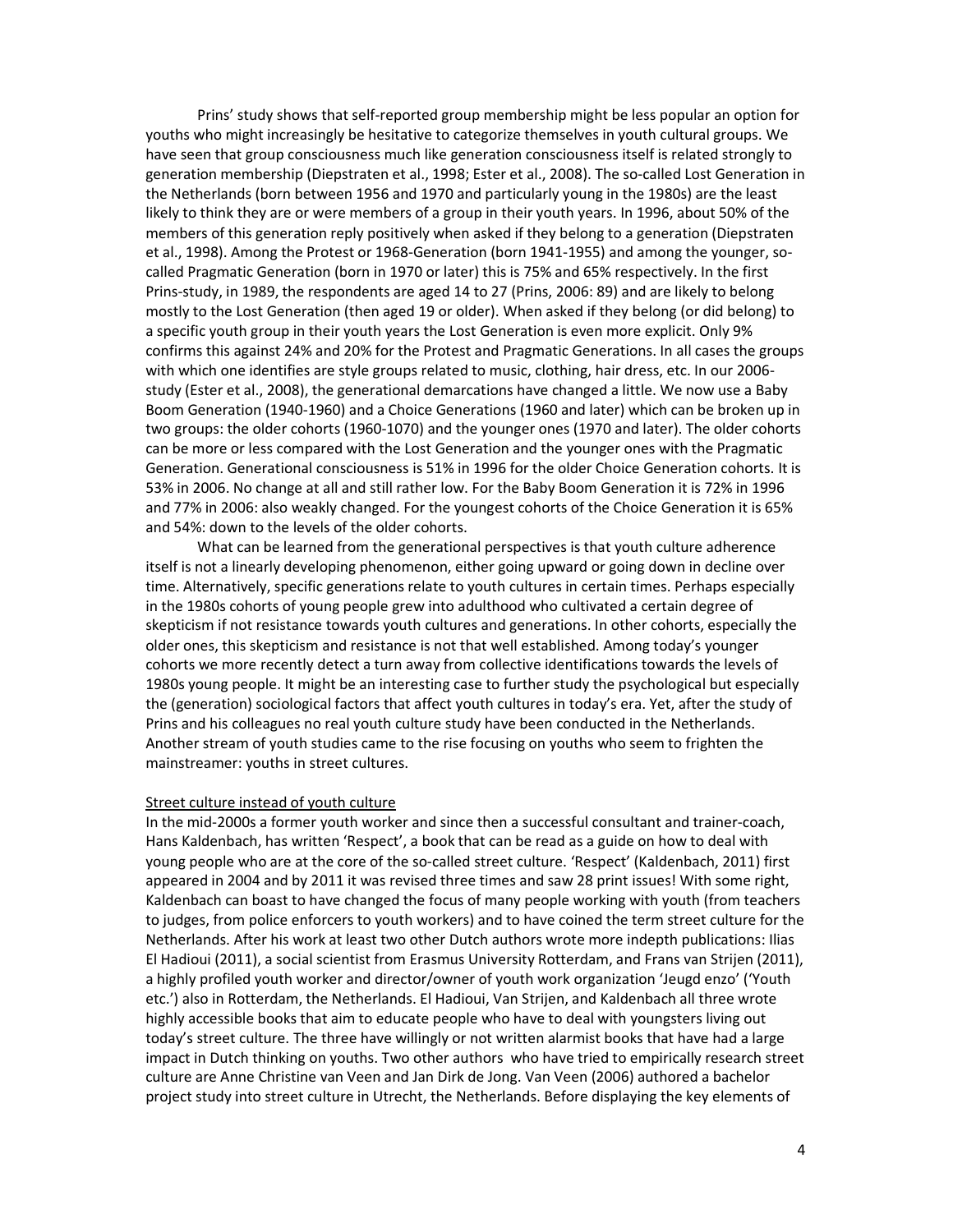Prins' study shows that self-reported group membership might be less popular an option for youths who might increasingly be hesitative to categorize themselves in youth cultural groups. We have seen that group consciousness much like generation consciousness itself is related strongly to generation membership (Diepstraten et al., 1998; Ester et al., 2008). The so-called Lost Generation in the Netherlands (born between 1956 and 1970 and particularly young in the 1980s) are the least likely to think they are or were members of a group in their youth years. In 1996, about 50% of the members of this generation reply positively when asked if they belong to a generation (Diepstraten et al., 1998). Among the Protest or 1968-Generation (born 1941-1955) and among the younger, so-called Pragmatic Generation (born in 1970 or later) this is 75% and 65% respectively. In the first Prins-study, in 1989, the respondents are aged 14 to 27 (Prins, 2006: 89) and are likely to belong mostly to the Lost Generation (then aged 19 or older). When asked if they belong (or did belong) to a specific youth group in their youth years the Lost Generation is even more explicit. Only 9% confirms this against 24% and 20% for the Protest and Pragmatic Generations. In all cases the groups with which one identifies are style groups related to music, clothing, hair dress, etc. In our 2006-study (Ester et al., 2008), the generational demarcations have changed a little. We now use a Baby Boom Generation (1940-1960) and a Choice Generations (1960 and later) which can be broken up in two groups: the older cohorts (1960-1070) and the younger ones (1970 and later). The older cohorts can be more or less compared with the Lost Generation and the younger ones with the Pragmatic Generation. Generational consciousness is 51% in 1996 for the older Choice Generation cohorts. It is 53% in 2006. No change at all and still rather low. For the Baby Boom Generation it is 72% in 1996 and 77% in 2006: also weakly changed. For the youngest cohorts of the Choice Generation it is 65% and 54%: down to the levels of the older cohorts.

What can be learned from the generational perspectives is that youth culture adherence itself is not a linearly developing phenomenon, either going upward or going down in decline over time. Alternatively, specific generations relate to youth cultures in certain times. Perhaps especially in the 1980s cohorts of young people grew into adulthood who cultivated a certain degree of skepticism if not resistance towards youth cultures and generations. In other cohorts, especially the older ones, this skepticism and resistance is not that well established. Among today's younger cohorts we more recently detect a turn away from collective identifications towards the levels of 1980s young people. It might be an interesting case to further study the psychological but especially the (generation) sociological factors that affect youth cultures in today's era. Yet, after the study of Prins and his colleagues no real youth culture study have been conducted in the Netherlands. Another stream of youth studies came to the rise focusing on youths who seem to frighten the mainstreamer: youths in street cultures.

## Street culture instead of youth culture

In the mid-2000s a former youth worker and since then a successful consultant and trainer-coach, Hans Kaldenbach, has written 'Respect', a book that can be read as a guide on how to deal with young people who are at the core of the so-called street culture. 'Respect' (Kaldenbach, 2011) first appeared in 2004 and by 2011 it was revised three times and saw 28 print issues! With some right, Kaldenbach can boast to have changed the focus of many people working with youth (from teachers to judges, from police enforcers to youth workers) and to have coined the term street culture for the Netherlands. After his work at least two other Dutch authors wrote more indepth publications: Ilias El Hadioui (2011), a social scientist from Erasmus University Rotterdam, and Frans van Strijen (2011), a highly profiled youth worker and director/owner of youth work organization 'Jeugd enzo' ('Youth etc.') also in Rotterdam, the Netherlands. El Hadioui, Van Strijen, and Kaldenbach all three wrote highly accessible books that aim to educate people who have to deal with youngsters living out today's street culture. The three have willingly or not written alarmist books that have had a large impact in Dutch thinking on youths. Two other authors who have tried to empirically research street culture are Anne Christine van Veen and Jan Dirk de Jong. Van Veen (2006) authored a bachelor project study into street culture in Utrecht, the Netherlands. Before displaying the key elements of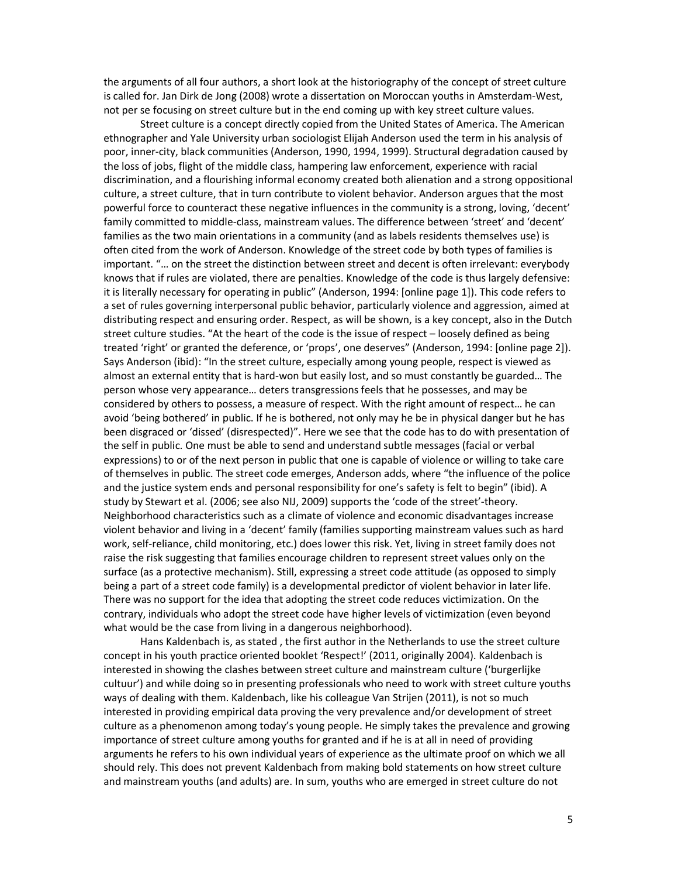the arguments of all four authors, a short look at the historiography of the concept of street culture is called for. Jan Dirk de Jong (2008) wrote a dissertation on Moroccan youths in Amsterdam-West, not per se focusing on street culture but in the end coming up with key street culture values.

Street culture is a concept directly copied from the United States of America. The American ethnographer and Yale University urban sociologist Elijah Anderson used the term in his analysis of poor, inner-city, black communities (Anderson, 1990, 1994, 1999). Structural degradation caused by the loss of jobs, flight of the middle class, hampering law enforcement, experience with racial discrimination, and a flourishing informal economy created both alienation and a strong oppositional culture, a street culture, that in turn contribute to violent behavior. Anderson argues that the most powerful force to counteract these negative influences in the community is a strong, loving, 'decent' family committed to middle-class, mainstream values. The difference between 'street' and 'decent' families as the two main orientations in a community (and as labels residents themselves use) is often cited from the work of Anderson. Knowledge of the street code by both types of families is important. "… on the street the distinction between street and decent is often irrelevant: everybody knows that if rules are violated, there are penalties. Knowledge of the code is thus largely defensive: it is literally necessary for operating in public" (Anderson, 1994: [online page 1]). This code refers to a set of rules governing interpersonal public behavior, particularly violence and aggression, aimed at distributing respect and ensuring order. Respect, as will be shown, is a key concept, also in the Dutch street culture studies. "At the heart of the code is the issue of respect – loosely defined as being treated 'right' or granted the deference, or 'props', one deserves" (Anderson, 1994: [online page 2]). Says Anderson (ibid): "In the street culture, especially among young people, respect is viewed as almost an external entity that is hard-won but easily lost, and so must constantly be guarded… The person whose very appearance… deters transgressions feels that he possesses, and may be considered by others to possess, a measure of respect. With the right amount of respect… he can avoid 'being bothered' in public. If he is bothered, not only may he be in physical danger but he has been disgraced or 'dissed' (disrespected)". Here we see that the code has to do with presentation of the self in public. One must be able to send and understand subtle messages (facial or verbal expressions) to or of the next person in public that one is capable of violence or willing to take care of themselves in public. The street code emerges, Anderson adds, where "the influence of the police and the justice system ends and personal responsibility for one's safety is felt to begin" (ibid). A study by Stewart et al. (2006; see also NIJ, 2009) supports the 'code of the street'-theory. Neighborhood characteristics such as a climate of violence and economic disadvantages increase violent behavior and living in a 'decent' family (families supporting mainstream values such as hard work, self-reliance, child monitoring, etc.) does lower this risk. Yet, living in street family does not raise the risk suggesting that families encourage children to represent street values only on the surface (as a protective mechanism). Still, expressing a street code attitude (as opposed to simply being a part of a street code family) is a developmental predictor of violent behavior in later life. There was no support for the idea that adopting the street code reduces victimization. On the contrary, individuals who adopt the street code have higher levels of victimization (even beyond what would be the case from living in a dangerous neighborhood).

Hans Kaldenbach is, as stated , the first author in the Netherlands to use the street culture concept in his youth practice oriented booklet 'Respect!' (2011, originally 2004). Kaldenbach is interested in showing the clashes between street culture and mainstream culture ('burgerlijke cultuur') and while doing so in presenting professionals who need to work with street culture youths ways of dealing with them. Kaldenbach, like his colleague Van Strijen (2011), is not so much interested in providing empirical data proving the very prevalence and/or development of street culture as a phenomenon among today's young people. He simply takes the prevalence and growing importance of street culture among youths for granted and if he is at all in need of providing arguments he refers to his own individual years of experience as the ultimate proof on which we all should rely. This does not prevent Kaldenbach from making bold statements on how street culture and mainstream youths (and adults) are. In sum, youths who are emerged in street culture do not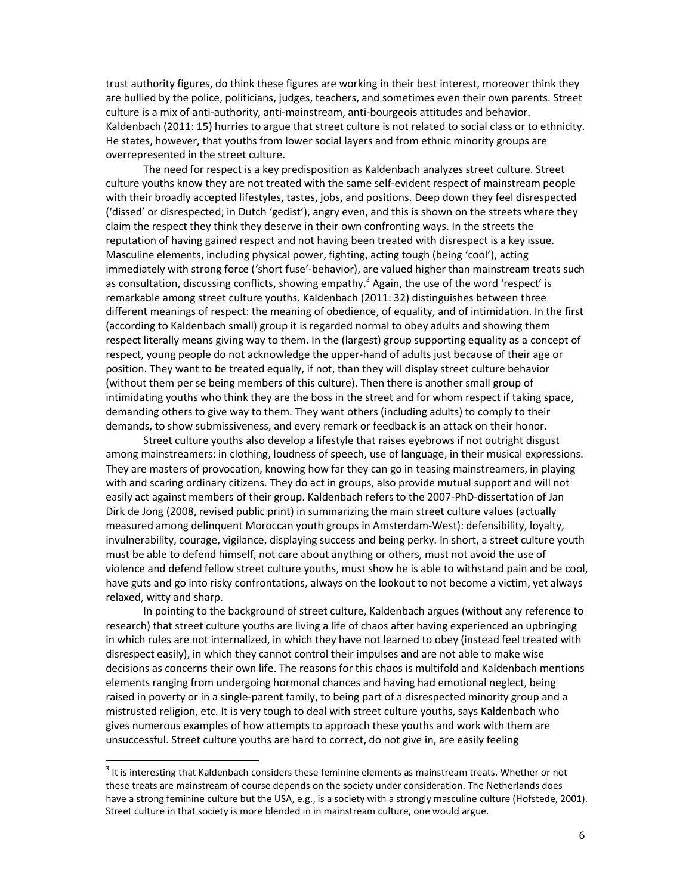trust authority figures, do think these figures are working in their best interest, moreover think they are bullied by the police, politicians, judges, teachers, and sometimes even their own parents. Street culture is a mix of anti-authority, anti-mainstream, anti-bourgeois attitudes and behavior. Kaldenbach (2011: 15) hurries to argue that street culture is not related to social class or to ethnicity. He states, however, that youths from lower social layers and from ethnic minority groups are overrepresented in the street culture.

The need for respect is a key predisposition as Kaldenbach analyzes street culture. Street culture youths know they are not treated with the same self-evident respect of mainstream people with their broadly accepted lifestyles, tastes, jobs, and positions. Deep down they feel disrespected ('dissed' or disrespected; in Dutch 'gedist'), angry even, and this is shown on the streets where they claim the respect they think they deserve in their own confronting ways. In the streets the reputation of having gained respect and not having been treated with disrespect is a key issue. Masculine elements, including physical power, fighting, acting tough (being 'cool'), acting immediately with strong force ('short fuse'-behavior), are valued higher than mainstream treats such as consultation, discussing conflicts, showing empathy.[3] Again, the use of the word 'respect' is remarkable among street culture youths. Kaldenbach (2011: 32) distinguishes between three different meanings of respect: the meaning of obedience, of equality, and of intimidation. In the first (according to Kaldenbach small) group it is regarded normal to obey adults and showing them respect literally means giving way to them. In the (largest) group supporting equality as a concept of respect, young people do not acknowledge the upper-hand of adults just because of their age or position. They want to be treated equally, if not, than they will display street culture behavior (without them per se being members of this culture). Then there is another small group of intimidating youths who think they are the boss in the street and for whom respect if taking space, demanding others to give way to them. They want others (including adults) to comply to their demands, to show submissiveness, and every remark or feedback is an attack on their honor.

Street culture youths also develop a lifestyle that raises eyebrows if not outright disgust among mainstreamers: in clothing, loudness of speech, use of language, in their musical expressions. They are masters of provocation, knowing how far they can go in teasing mainstreamers, in playing with and scaring ordinary citizens. They do act in groups, also provide mutual support and will not easily act against members of their group. Kaldenbach refers to the 2007-PhD-dissertation of Jan Dirk de Jong (2008, revised public print) in summarizing the main street culture values (actually measured among delinquent Moroccan youth groups in Amsterdam-West): defensibility, loyalty, invulnerability, courage, vigilance, displaying success and being perky. In short, a street culture youth must be able to defend himself, not care about anything or others, must not avoid the use of violence and defend fellow street culture youths, must show he is able to withstand pain and be cool, have guts and go into risky confrontations, always on the lookout to not become a victim, yet always relaxed, witty and sharp.

In pointing to the background of street culture, Kaldenbach argues (without any reference to research) that street culture youths are living a life of chaos after having experienced an upbringing in which rules are not internalized, in which they have not learned to obey (instead feel treated with disrespect easily), in which they cannot control their impulses and are not able to make wise decisions as concerns their own life. The reasons for this chaos is multifold and Kaldenbach mentions elements ranging from undergoing hormonal chances and having had emotional neglect, being raised in poverty or in a single-parent family, to being part of a disrespected minority group and a mistrusted religion, etc. It is very tough to deal with street culture youths, says Kaldenbach who gives numerous examples of how attempts to approach these youths and work with them are unsuccessful. Street culture youths are hard to correct, do not give in, are easily feeling

---

[3] It is interesting that Kaldenbach considers these feminine elements as mainstream treats. Whether or not these treats are mainstream of course depends on the society under consideration. The Netherlands does have a strong feminine culture but the USA, e.g., is a society with a strongly masculine culture (Hofstede, 2001). Street culture in that society is more blended in in mainstream culture, one would argue.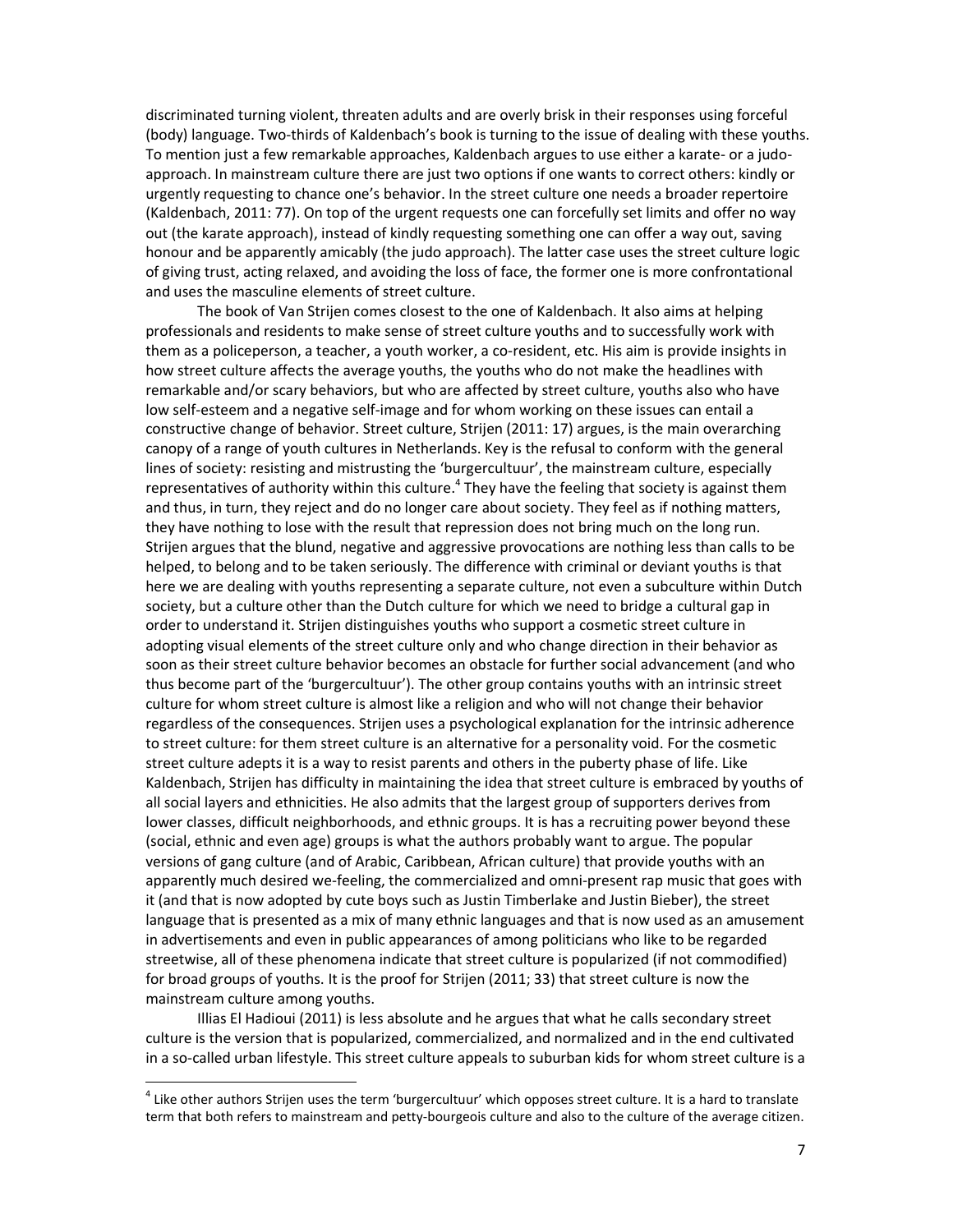discriminated turning violent, threaten adults and are overly brisk in their responses using forceful (body) language. Two-thirds of Kaldenbach's book is turning to the issue of dealing with these youths. To mention just a few remarkable approaches, Kaldenbach argues to use either a karate- or a judo-approach. In mainstream culture there are just two options if one wants to correct others: kindly or urgently requesting to chance one's behavior. In the street culture one needs a broader repertoire (Kaldenbach, 2011: 77). On top of the urgent requests one can forcefully set limits and offer no way out (the karate approach), instead of kindly requesting something one can offer a way out, saving honour and be apparently amicably (the judo approach). The latter case uses the street culture logic of giving trust, acting relaxed, and avoiding the loss of face, the former one is more confrontational and uses the masculine elements of street culture.

The book of Van Strijen comes closest to the one of Kaldenbach. It also aims at helping professionals and residents to make sense of street culture youths and to successfully work with them as a policeperson, a teacher, a youth worker, a co-resident, etc. His aim is provide insights in how street culture affects the average youths, the youths who do not make the headlines with remarkable and/or scary behaviors, but who are affected by street culture, youths also who have low self-esteem and a negative self-image and for whom working on these issues can entail a constructive change of behavior. Street culture, Strijen (2011: 17) argues, is the main overarching canopy of a range of youth cultures in Netherlands. Key is the refusal to conform with the general lines of society: resisting and mistrusting the 'burgercultuur', the mainstream culture, especially representatives of authority within this culture.[4] They have the feeling that society is against them and thus, in turn, they reject and do no longer care about society. They feel as if nothing matters, they have nothing to lose with the result that repression does not bring much on the long run. Strijen argues that the blund, negative and aggressive provocations are nothing less than calls to be helped, to belong and to be taken seriously. The difference with criminal or deviant youths is that here we are dealing with youths representing a separate culture, not even a subculture within Dutch society, but a culture other than the Dutch culture for which we need to bridge a cultural gap in order to understand it. Strijen distinguishes youths who support a cosmetic street culture in adopting visual elements of the street culture only and who change direction in their behavior as soon as their street culture behavior becomes an obstacle for further social advancement (and who thus become part of the 'burgercultuur'). The other group contains youths with an intrinsic street culture for whom street culture is almost like a religion and who will not change their behavior regardless of the consequences. Strijen uses a psychological explanation for the intrinsic adherence to street culture: for them street culture is an alternative for a personality void. For the cosmetic street culture adepts it is a way to resist parents and others in the puberty phase of life. Like Kaldenbach, Strijen has difficulty in maintaining the idea that street culture is embraced by youths of all social layers and ethnicities. He also admits that the largest group of supporters derives from lower classes, difficult neighborhoods, and ethnic groups. It is has a recruiting power beyond these (social, ethnic and even age) groups is what the authors probably want to argue. The popular versions of gang culture (and of Arabic, Caribbean, African culture) that provide youths with an apparently much desired we-feeling, the commercialized and omni-present rap music that goes with it (and that is now adopted by cute boys such as Justin Timberlake and Justin Bieber), the street language that is presented as a mix of many ethnic languages and that is now used as an amusement in advertisements and even in public appearances of among politicians who like to be regarded streetwise, all of these phenomena indicate that street culture is popularized (if not commodified) for broad groups of youths. It is the proof for Strijen (2011; 33) that street culture is now the mainstream culture among youths.

Illias El Hadioui (2011) is less absolute and he argues that what he calls secondary street culture is the version that is popularized, commercialized, and normalized and in the end cultivated in a so-called urban lifestyle. This street culture appeals to suburban kids for whom street culture is a

[4] Like other authors Strijen uses the term 'burgercultuur' which opposes street culture. It is a hard to translate term that both refers to mainstream and petty-bourgeois culture and also to the culture of the average citizen.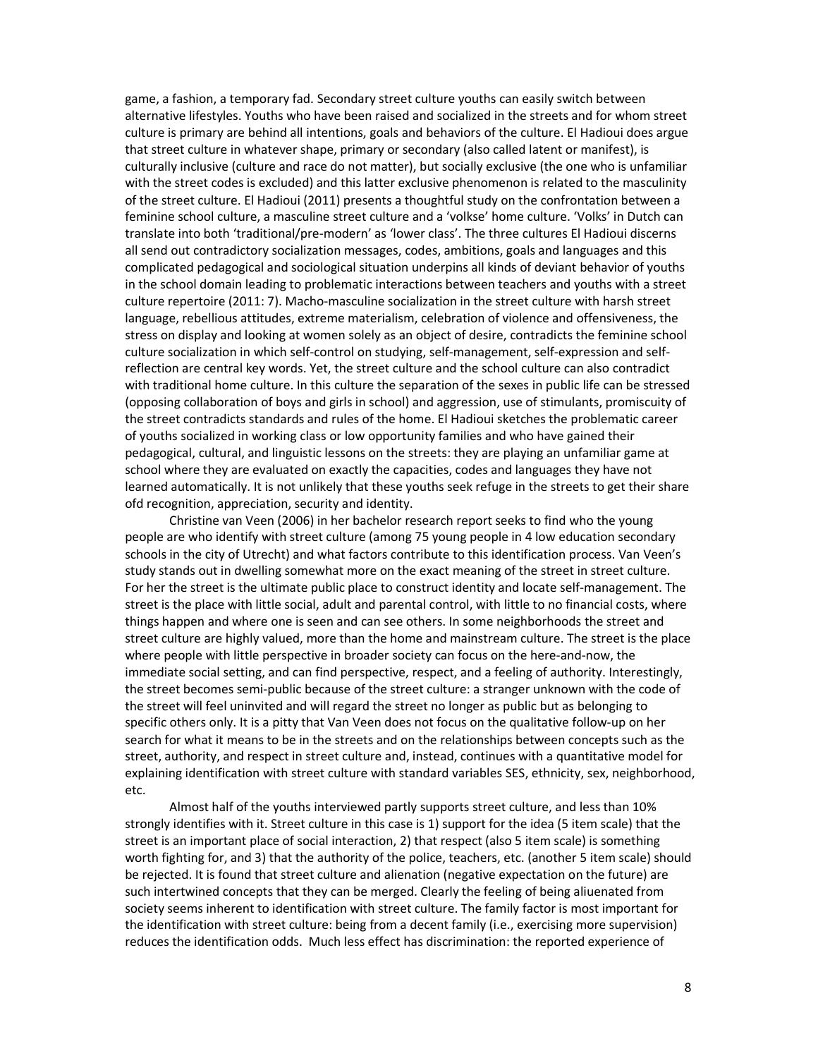game, a fashion, a temporary fad. Secondary street culture youths can easily switch between alternative lifestyles. Youths who have been raised and socialized in the streets and for whom street culture is primary are behind all intentions, goals and behaviors of the culture. El Hadioui does argue that street culture in whatever shape, primary or secondary (also called latent or manifest), is culturally inclusive (culture and race do not matter), but socially exclusive (the one who is unfamiliar with the street codes is excluded) and this latter exclusive phenomenon is related to the masculinity of the street culture. El Hadioui (2011) presents a thoughtful study on the confrontation between a feminine school culture, a masculine street culture and a 'volkse' home culture. 'Volks' in Dutch can translate into both 'traditional/pre-modern' as 'lower class'. The three cultures El Hadioui discerns all send out contradictory socialization messages, codes, ambitions, goals and languages and this complicated pedagogical and sociological situation underpins all kinds of deviant behavior of youths in the school domain leading to problematic interactions between teachers and youths with a street culture repertoire (2011: 7). Macho-masculine socialization in the street culture with harsh street language, rebellious attitudes, extreme materialism, celebration of violence and offensiveness, the stress on display and looking at women solely as an object of desire, contradicts the feminine school culture socialization in which self-control on studying, self-management, self-expression and self-reflection are central key words. Yet, the street culture and the school culture can also contradict with traditional home culture. In this culture the separation of the sexes in public life can be stressed (opposing collaboration of boys and girls in school) and aggression, use of stimulants, promiscuity of the street contradicts standards and rules of the home. El Hadioui sketches the problematic career of youths socialized in working class or low opportunity families and who have gained their pedagogical, cultural, and linguistic lessons on the streets: they are playing an unfamiliar game at school where they are evaluated on exactly the capacities, codes and languages they have not learned automatically. It is not unlikely that these youths seek refuge in the streets to get their share ofd recognition, appreciation, security and identity.

Christine van Veen (2006) in her bachelor research report seeks to find who the young people are who identify with street culture (among 75 young people in 4 low education secondary schools in the city of Utrecht) and what factors contribute to this identification process. Van Veen's study stands out in dwelling somewhat more on the exact meaning of the street in street culture. For her the street is the ultimate public place to construct identity and locate self-management. The street is the place with little social, adult and parental control, with little to no financial costs, where things happen and where one is seen and can see others. In some neighborhoods the street and street culture are highly valued, more than the home and mainstream culture. The street is the place where people with little perspective in broader society can focus on the here-and-now, the immediate social setting, and can find perspective, respect, and a feeling of authority. Interestingly, the street becomes semi-public because of the street culture: a stranger unknown with the code of the street will feel uninvited and will regard the street no longer as public but as belonging to specific others only. It is a pitty that Van Veen does not focus on the qualitative follow-up on her search for what it means to be in the streets and on the relationships between concepts such as the street, authority, and respect in street culture and, instead, continues with a quantitative model for explaining identification with street culture with standard variables SES, ethnicity, sex, neighborhood, etc.

Almost half of the youths interviewed partly supports street culture, and less than 10% strongly identifies with it. Street culture in this case is 1) support for the idea (5 item scale) that the street is an important place of social interaction, 2) that respect (also 5 item scale) is something worth fighting for, and 3) that the authority of the police, teachers, etc. (another 5 item scale) should be rejected. It is found that street culture and alienation (negative expectation on the future) are such intertwined concepts that they can be merged. Clearly the feeling of being aliuenated from society seems inherent to identification with street culture. The family factor is most important for the identification with street culture: being from a decent family (i.e., exercising more supervision) reduces the identification odds. Much less effect has discrimination: the reported experience of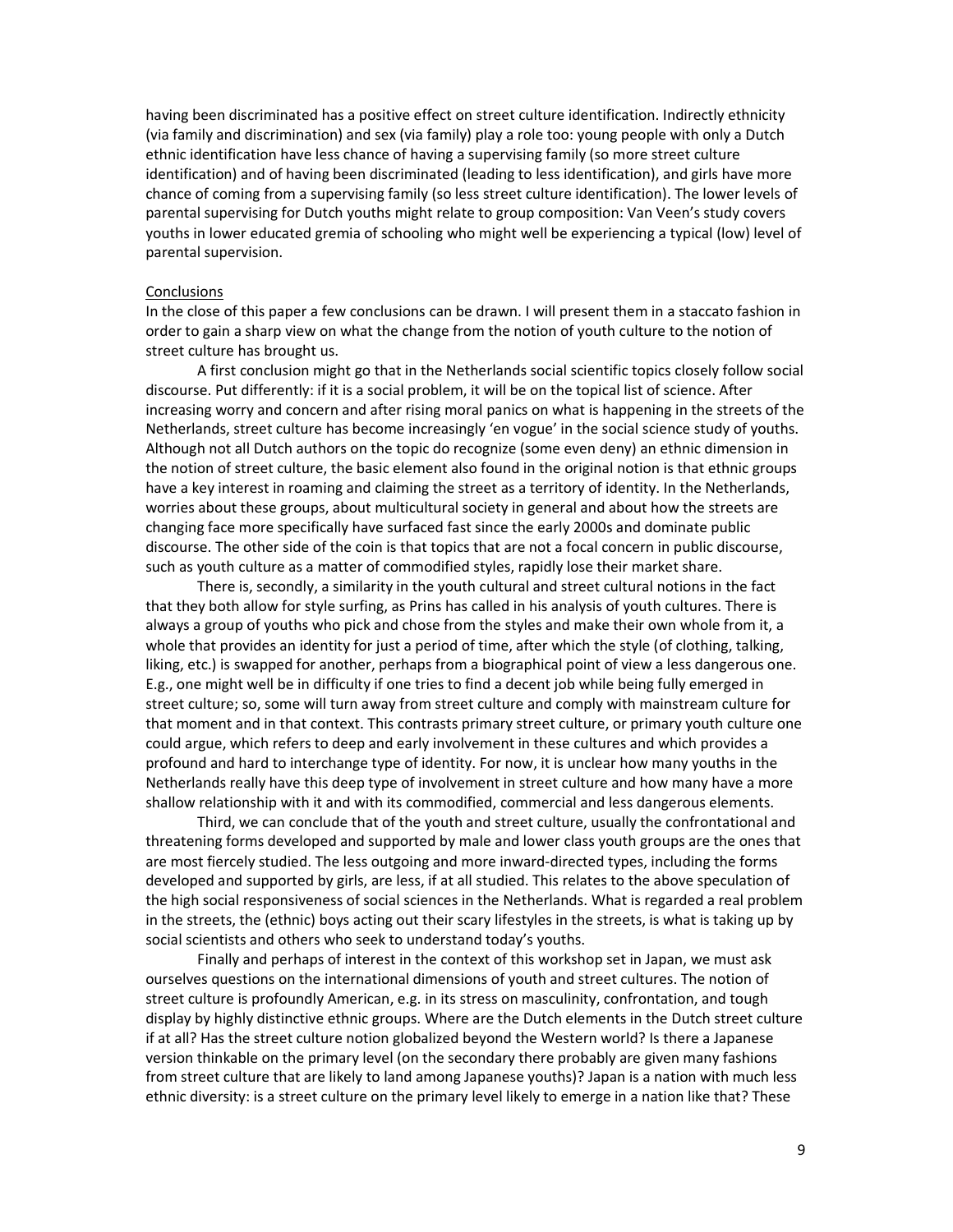having been discriminated has a positive effect on street culture identification. Indirectly ethnicity (via family and discrimination) and sex (via family) play a role too: young people with only a Dutch ethnic identification have less chance of having a supervising family (so more street culture identification) and of having been discriminated (leading to less identification), and girls have more chance of coming from a supervising family (so less street culture identification). The lower levels of parental supervising for Dutch youths might relate to group composition: Van Veen's study covers youths in lower educated gremia of schooling who might well be experiencing a typical (low) level of parental supervision.

## Conclusions

In the close of this paper a few conclusions can be drawn. I will present them in a staccato fashion in order to gain a sharp view on what the change from the notion of youth culture to the notion of street culture has brought us.

A first conclusion might go that in the Netherlands social scientific topics closely follow social discourse. Put differently: if it is a social problem, it will be on the topical list of science. After increasing worry and concern and after rising moral panics on what is happening in the streets of the Netherlands, street culture has become increasingly 'en vogue' in the social science study of youths. Although not all Dutch authors on the topic do recognize (some even deny) an ethnic dimension in the notion of street culture, the basic element also found in the original notion is that ethnic groups have a key interest in roaming and claiming the street as a territory of identity. In the Netherlands, worries about these groups, about multicultural society in general and about how the streets are changing face more specifically have surfaced fast since the early 2000s and dominate public discourse. The other side of the coin is that topics that are not a focal concern in public discourse, such as youth culture as a matter of commodified styles, rapidly lose their market share.

There is, secondly, a similarity in the youth cultural and street cultural notions in the fact that they both allow for style surfing, as Prins has called in his analysis of youth cultures. There is always a group of youths who pick and chose from the styles and make their own whole from it, a whole that provides an identity for just a period of time, after which the style (of clothing, talking, liking, etc.) is swapped for another, perhaps from a biographical point of view a less dangerous one. E.g., one might well be in difficulty if one tries to find a decent job while being fully emerged in street culture; so, some will turn away from street culture and comply with mainstream culture for that moment and in that context. This contrasts primary street culture, or primary youth culture one could argue, which refers to deep and early involvement in these cultures and which provides a profound and hard to interchange type of identity. For now, it is unclear how many youths in the Netherlands really have this deep type of involvement in street culture and how many have a more shallow relationship with it and with its commodified, commercial and less dangerous elements.

Third, we can conclude that of the youth and street culture, usually the confrontational and threatening forms developed and supported by male and lower class youth groups are the ones that are most fiercely studied. The less outgoing and more inward-directed types, including the forms developed and supported by girls, are less, if at all studied. This relates to the above speculation of the high social responsiveness of social sciences in the Netherlands. What is regarded a real problem in the streets, the (ethnic) boys acting out their scary lifestyles in the streets, is what is taking up by social scientists and others who seek to understand today's youths.

Finally and perhaps of interest in the context of this workshop set in Japan, we must ask ourselves questions on the international dimensions of youth and street cultures. The notion of street culture is profoundly American, e.g. in its stress on masculinity, confrontation, and tough display by highly distinctive ethnic groups. Where are the Dutch elements in the Dutch street culture if at all? Has the street culture notion globalized beyond the Western world? Is there a Japanese version thinkable on the primary level (on the secondary there probably are given many fashions from street culture that are likely to land among Japanese youths)? Japan is a nation with much less ethnic diversity: is a street culture on the primary level likely to emerge in a nation like that? These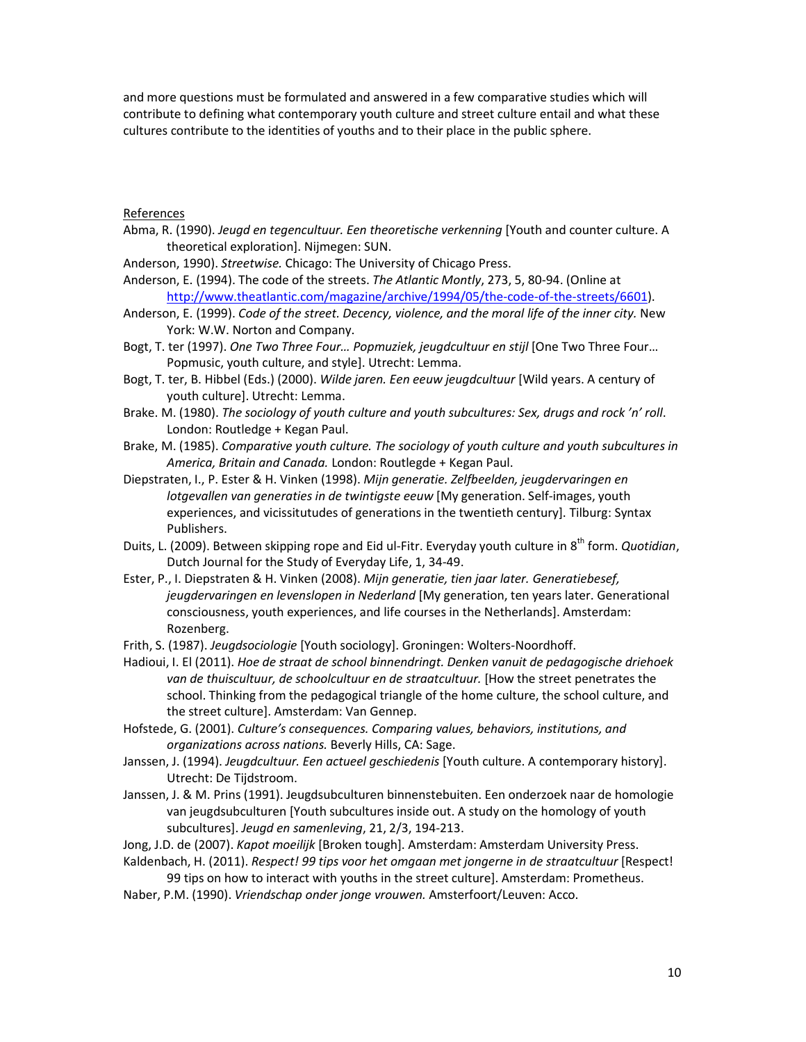and more questions must be formulated and answered in a few comparative studies which will contribute to defining what contemporary youth culture and street culture entail and what these cultures contribute to the identities of youths and to their place in the public sphere.

References

Abma, R. (1990). *Jeugd en tegencultuur. Een theoretische verkenning* [Youth and counter culture. A theoretical exploration]. Nijmegen: SUN.

Anderson, 1990). *Streetwise.* Chicago: The University of Chicago Press.

Anderson, E. (1994). The code of the streets. *The Atlantic Montly*, 273, 5, 80-94. (Online at http://www.theatlantic.com/magazine/archive/1994/05/the-code-of-the-streets/6601).

Anderson, E. (1999). *Code of the street. Decency, violence, and the moral life of the inner city.* New York: W.W. Norton and Company.

Bogt, T. ter (1997). *One Two Three Four… Popmuziek, jeugdcultuur en stijl* [One Two Three Four… Popmusic, youth culture, and style]. Utrecht: Lemma.

Bogt, T. ter, B. Hibbel (Eds.) (2000). *Wilde jaren. Een eeuw jeugdcultuur* [Wild years. A century of youth culture]. Utrecht: Lemma.

Brake. M. (1980). *The sociology of youth culture and youth subcultures: Sex, drugs and rock 'n' roll*. London: Routledge + Kegan Paul.

Brake, M. (1985). *Comparative youth culture. The sociology of youth culture and youth subcultures in America, Britain and Canada.* London: Routlegde + Kegan Paul.

Diepstraten, I., P. Ester & H. Vinken (1998). *Mijn generatie. Zelfbeelden, jeugdervaringen en lotgevallen van generaties in de twintigste eeuw* [My generation. Self-images, youth experiences, and vicissitudes of generations in the twentieth century]. Tilburg: Syntax Publishers.

Duits, L. (2009). Between skipping rope and Eid ul-Fitr. Everyday youth culture in 8th form. *Quotidian*, Dutch Journal for the Study of Everyday Life, 1, 34-49.

Ester, P., I. Diepstraten & H. Vinken (2008). *Mijn generatie, tien jaar later. Generatiebesef, jeugdervaringen en levenslopen in Nederland* [My generation, ten years later. Generational consciousness, youth experiences, and life courses in the Netherlands]. Amsterdam: Rozenberg.

Frith, S. (1987). *Jeugdsociologie* [Youth sociology]. Groningen: Wolters-Noordhoff.

Hadioui, I. El (2011). *Hoe de straat de school binnendringt. Denken vanuit de pedagogische driehoek van de thuiscultuur, de schoolcultuur en de straatcultuur.* [How the street penetrates the school. Thinking from the pedagogical triangle of the home culture, the school culture, and the street culture]. Amsterdam: Van Gennep.

Hofstede, G. (2001). *Culture's consequences. Comparing values, behaviors, institutions, and organizations across nations.* Beverly Hills, CA: Sage.

Janssen, J. (1994). *Jeugdcultuur. Een actueel geschiedenis* [Youth culture. A contemporary history]. Utrecht: De Tijdstroom.

Janssen, J. & M. Prins (1991). Jeugdsubculturen binnenstebuiten. Een onderzoek naar de homologie van jeugdsubculturen [Youth subcultures inside out. A study on the homology of youth subcultures]. *Jeugd en samenleving*, 21, 2/3, 194-213.

Jong, J.D. de (2007). *Kapot moeilijk* [Broken tough]. Amsterdam: Amsterdam University Press.

Kaldenbach, H. (2011). *Respect! 99 tips voor het omgaan met jongerne in de straatcultuur* [Respect! 99 tips on how to interact with youths in the street culture]. Amsterdam: Prometheus.

Naber, P.M. (1990). *Vriendschap onder jonge vrouwen.* Amsterfoort/Leuven: Acco.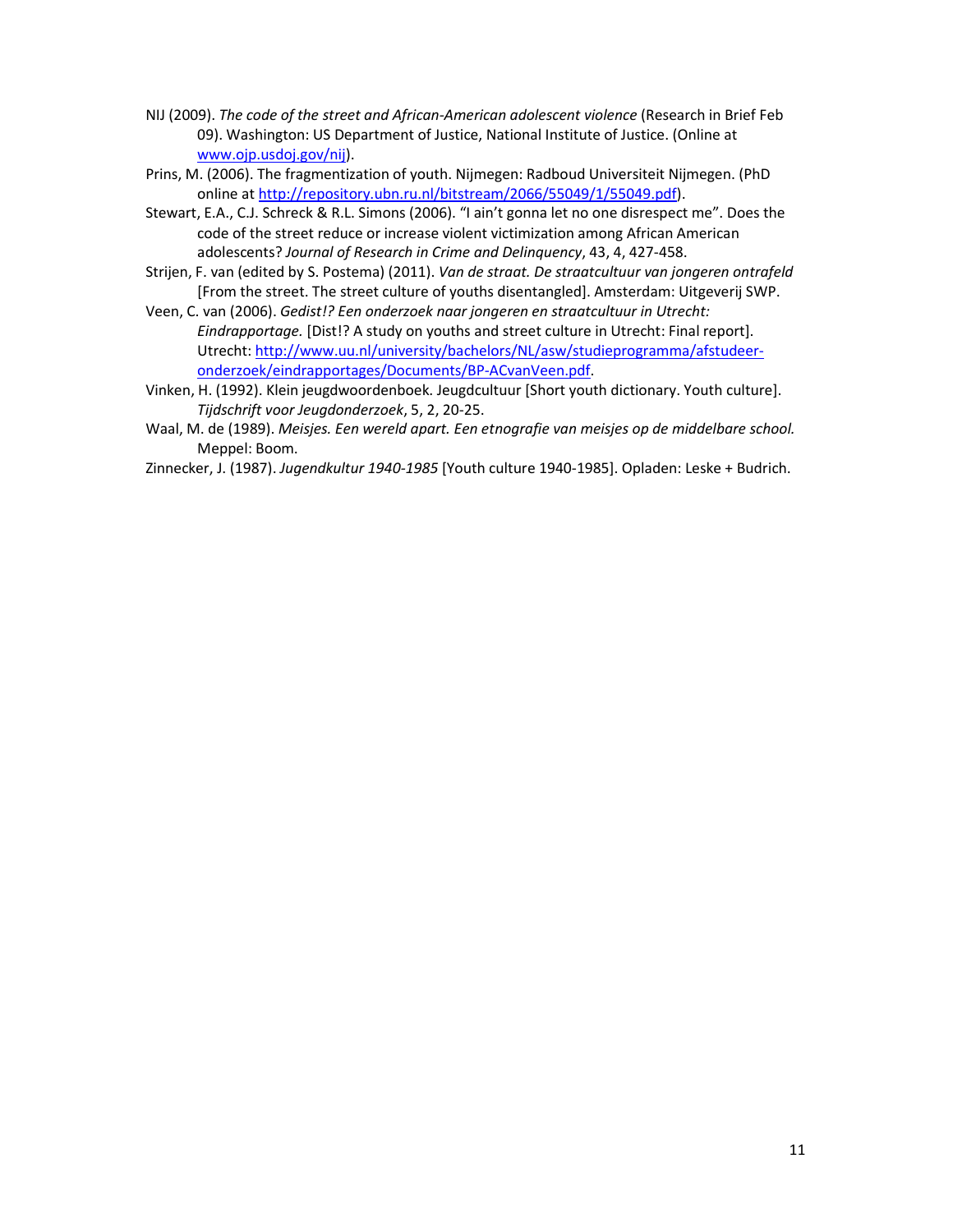NIJ (2009). *The code of the street and African-American adolescent violence* (Research in Brief Feb 09). Washington: US Department of Justice, National Institute of Justice. (Online at www.ojp.usdoj.gov/nij).

Prins, M. (2006). The fragmentization of youth. Nijmegen: Radboud Universiteit Nijmegen. (PhD online at http://repository.ubn.ru.nl/bitstream/2066/55049/1/55049.pdf).

Stewart, E.A., C.J. Schreck & R.L. Simons (2006). "I ain't gonna let no one disrespect me". Does the code of the street reduce or increase violent victimization among African American adolescents? *Journal of Research in Crime and Delinquency*, 43, 4, 427-458.

Strijen, F. van (edited by S. Postema) (2011). *Van de straat. De straatcultuur van jongeren ontrafeld* [From the street. The street culture of youths disentangled]. Amsterdam: Uitgeverij SWP.

Veen, C. van (2006). *Gedist!? Een onderzoek naar jongeren en straatcultuur in Utrecht: Eindrapportage.* [Dist!? A study on youths and street culture in Utrecht: Final report]. Utrecht: http://www.uu.nl/university/bachelors/NL/asw/studieprogramma/afstudeer-onderzoek/eindrapportages/Documents/BP-ACvanVeen.pdf.

Vinken, H. (1992). Klein jeugdwoordenboek. Jeugdcultuur [Short youth dictionary. Youth culture]. *Tijdschrift voor Jeugdonderzoek*, 5, 2, 20-25.

Waal, M. de (1989). *Meisjes. Een wereld apart. Een etnografie van meisjes op de middelbare school.* Meppel: Boom.

Zinnecker, J. (1987). *Jugendkultur 1940-1985* [Youth culture 1940-1985]. Opladen: Leske + Budrich.